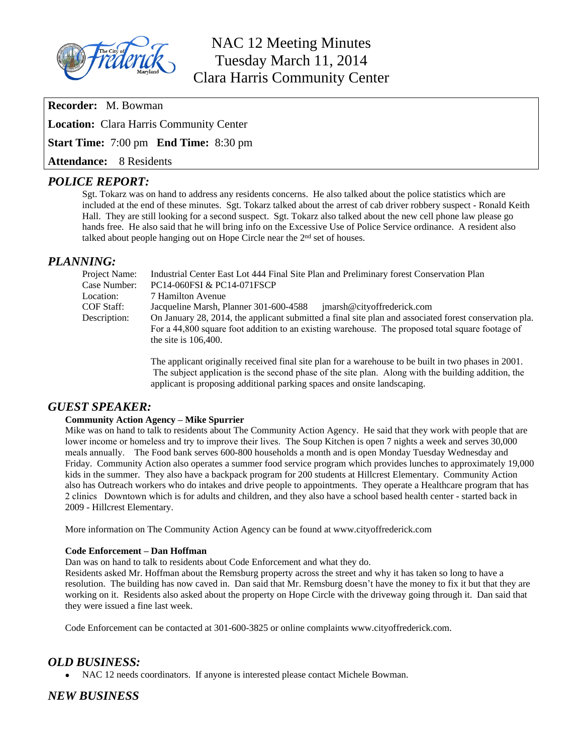# NAC 12 Meeting Minutes
## Tuesday March 11, 2014
## Clara Harris Community Center

**Recorder:** M. Bowman

**Location:** Clara Harris Community Center

**Start Time:** 7:00 pm **End Time:** 8:30 pm

**Attendance:** 8 Residents

## *POLICE REPORT:*

Sgt. Tokarz was on hand to address any residents concerns. He also talked about the police statistics which are included at the end of these minutes. Sgt. Tokarz talked about the arrest of cab driver robbery suspect - Ronald Keith Hall. They are still looking for a second suspect. Sgt. Tokarz also talked about the new cell phone law please go hands free. He also said that he will bring info on the Excessive Use of Police Service ordinance. A resident also talked about people hanging out on Hope Circle near the 2nd set of houses.

## *PLANNING:*

Project Name: Industrial Center East Lot 444 Final Site Plan and Preliminary forest Conservation Plan
Case Number: PC14-060FSI & PC14-071FSCP
Location: 7 Hamilton Avenue
COF Staff: Jacqueline Marsh, Planner 301-600-4588 jmarsh@cityoffrederick.com
Description: On January 28, 2014, the applicant submitted a final site plan and associated forest conservation pla. For a 44,800 square foot addition to an existing warehouse. The proposed total square footage of the site is 106,400.

The applicant originally received final site plan for a warehouse to be built in two phases in 2001. The subject application is the second phase of the site plan. Along with the building addition, the applicant is proposing additional parking spaces and onsite landscaping.

## *GUEST SPEAKER:*

**Community Action Agency – Mike Spurrier**

Mike was on hand to talk to residents about The Community Action Agency. He said that they work with people that are lower income or homeless and try to improve their lives. The Soup Kitchen is open 7 nights a week and serves 30,000 meals annually. The Food bank serves 600-800 households a month and is open Monday Tuesday Wednesday and Friday. Community Action also operates a summer food service program which provides lunches to approximately 19,000 kids in the summer. They also have a backpack program for 200 students at Hillcrest Elementary. Community Action also has Outreach workers who do intakes and drive people to appointments. They operate a Healthcare program that has 2 clinics Downtown which is for adults and children, and they also have a school based health center - started back in 2009 - Hillcrest Elementary.

More information on The Community Action Agency can be found at www.cityoffrederick.com

**Code Enforcement – Dan Hoffman**

Dan was on hand to talk to residents about Code Enforcement and what they do.
Residents asked Mr. Hoffman about the Remsburg property across the street and why it has taken so long to have a resolution. The building has now caved in. Dan said that Mr. Remsburg doesn't have the money to fix it but that they are working on it. Residents also asked about the property on Hope Circle with the driveway going through it. Dan said that they were issued a fine last week.

Code Enforcement can be contacted at 301-600-3825 or online complaints www.cityoffrederick.com.

## *OLD BUSINESS:*

- NAC 12 needs coordinators. If anyone is interested please contact Michele Bowman.

## *NEW BUSINESS*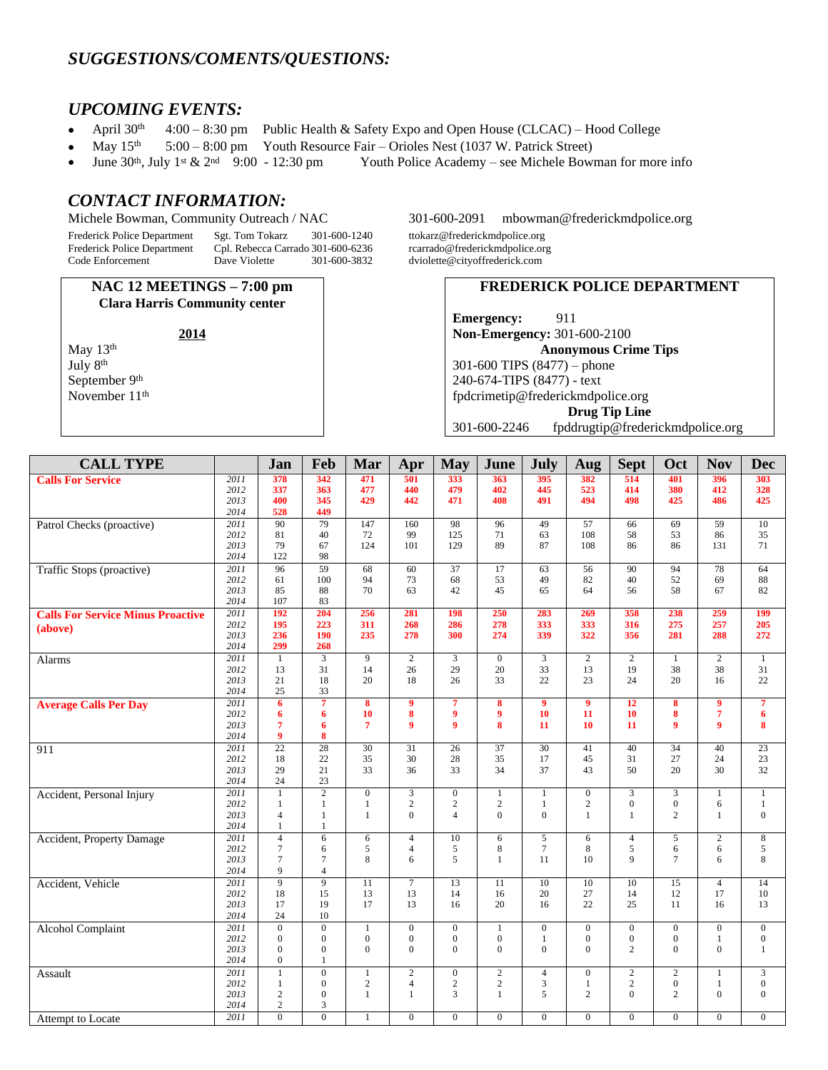## *SUGGESTIONS/COMENTS/QUESTIONS:*

## *UPCOMING EVENTS:*

- April 30th 4:00 – 8:30 pm Public Health & Safety Expo and Open House (CLCAC) – Hood College
- May 15th 5:00 – 8:00 pm Youth Resource Fair – Orioles Nest (1037 W. Patrick Street)
- June 30th, July 1st & 2nd 9:00 - 12:30 pm Youth Police Academy – see Michele Bowman for more info

## *CONTACT INFORMATION:*

Michele Bowman, Community Outreach / NAC 301-600-2091 mbowman@frederickmdpolice.org

| | | | |
|---|---|---|---|
| Frederick Police Department | Sgt. Tom Tokarz | 301-600-1240 | ttokarz@frederickmdpolice.org |
| Frederick Police Department | Cpl. Rebecca Carrado | 301-600-6236 | rcarrado@frederickmdpolice.org |
| Code Enforcement | Dave Violette | 301-600-3832 | dviolette@cityoffrederick.com |

**NAC 12 MEETINGS – 7:00 pm**
**Clara Harris Community center**

**2014**

May 13th
July 8th
September 9th
November 11th

**FREDERICK POLICE DEPARTMENT**

**Emergency:** 911
**Non-Emergency:** 301-600-2100

**Anonymous Crime Tips**
301-600 TIPS (8477) – phone
240-674-TIPS (8477) - text
fpdcrimetip@frederickmdpolice.org

**Drug Tip Line**
301-600-2246 fpddrugtip@frederickmdpolice.org

| CALL TYPE | | Jan | Feb | Mar | Apr | May | June | July | Aug | Sept | Oct | Nov | Dec |
|---|---|---|---|---|---|---|---|---|---|---|---|---|---|
| **Calls For Service** | 2011 | 378 | 342 | 471 | 501 | 333 | 363 | 395 | 382 | 514 | 401 | 396 | 303 |
| | 2012 | 337 | 363 | 477 | 440 | 479 | 402 | 445 | 523 | 414 | 380 | 412 | 328 |
| | 2013 | 400 | 345 | 429 | 442 | 471 | 408 | 491 | 494 | 498 | 425 | 486 | 425 |
| | 2014 | 528 | 449 | | | | | | | | | | |
| Patrol Checks (proactive) | 2011 | 90 | 79 | 147 | 160 | 98 | 96 | 49 | 57 | 66 | 69 | 59 | 10 |
| | 2012 | 81 | 40 | 72 | 99 | 125 | 71 | 63 | 108 | 58 | 53 | 86 | 35 |
| | 2013 | 79 | 67 | 124 | 101 | 129 | 89 | 87 | 108 | 86 | 86 | 131 | 71 |
| | 2014 | 122 | 98 | | | | | | | | | | |
| Traffic Stops (proactive) | 2011 | 96 | 59 | 68 | 60 | 37 | 17 | 63 | 56 | 90 | 94 | 78 | 64 |
| | 2012 | 61 | 100 | 94 | 73 | 68 | 53 | 49 | 82 | 40 | 52 | 69 | 88 |
| | 2013 | 85 | 88 | 70 | 63 | 42 | 45 | 65 | 64 | 56 | 58 | 67 | 82 |
| | 2014 | 107 | 83 | | | | | | | | | | |
| **Calls For Service Minus Proactive (above)** | 2011 | 192 | 204 | 256 | 281 | 198 | 250 | 283 | 269 | 358 | 238 | 259 | 199 |
| | 2012 | 195 | 223 | 311 | 268 | 286 | 278 | 333 | 333 | 316 | 275 | 257 | 205 |
| | 2013 | 236 | 190 | 235 | 278 | 300 | 274 | 339 | 322 | 356 | 281 | 288 | 272 |
| | 2014 | 299 | 268 | | | | | | | | | | |
| Alarms | 2011 | 1 | 3 | 9 | 2 | 3 | 0 | 3 | 2 | 2 | 1 | 2 | 1 |
| | 2012 | 13 | 31 | 14 | 26 | 29 | 20 | 33 | 13 | 19 | 38 | 38 | 31 |
| | 2013 | 21 | 18 | 20 | 18 | 26 | 33 | 22 | 23 | 24 | 20 | 16 | 22 |
| | 2014 | 25 | 33 | | | | | | | | | | |
| **Average Calls Per Day** | 2011 | 6 | 7 | 8 | 9 | 7 | 8 | 9 | 9 | 12 | 8 | 9 | 7 |
| | 2012 | 6 | 6 | 10 | 8 | 9 | 9 | 10 | 11 | 10 | 8 | 7 | 6 |
| | 2013 | 7 | 6 | 7 | 9 | 9 | 8 | 11 | 10 | 11 | 9 | 9 | 8 |
| | 2014 | 9 | 8 | | | | | | | | | | |
| 911 | 2011 | 22 | 28 | 30 | 31 | 26 | 37 | 30 | 41 | 40 | 34 | 40 | 23 |
| | 2012 | 18 | 22 | 35 | 30 | 28 | 35 | 17 | 45 | 31 | 27 | 24 | 23 |
| | 2013 | 29 | 21 | 33 | 36 | 33 | 34 | 37 | 43 | 50 | 20 | 30 | 32 |
| | 2014 | 24 | 23 | | | | | | | | | | |
| Accident, Personal Injury | 2011 | 1 | 2 | 0 | 3 | 0 | 1 | 1 | 0 | 3 | 3 | 1 | 1 |
| | 2012 | 1 | 1 | 1 | 2 | 2 | 2 | 1 | 2 | 0 | 0 | 6 | 1 |
| | 2013 | 4 | 1 | 1 | 0 | 4 | 0 | 0 | 1 | 1 | 2 | 1 | 0 |
| | 2014 | 1 | 1 | | | | | | | | | | |
| Accident, Property Damage | 2011 | 4 | 6 | 6 | 4 | 10 | 6 | 5 | 6 | 4 | 5 | 2 | 8 |
| | 2012 | 7 | 6 | 5 | 4 | 5 | 8 | 7 | 8 | 5 | 6 | 6 | 5 |
| | 2013 | 7 | 7 | 8 | 6 | 5 | 1 | 11 | 10 | 9 | 7 | 6 | 8 |
| | 2014 | 9 | 4 | | | | | | | | | | |
| Accident, Vehicle | 2011 | 9 | 9 | 11 | 7 | 13 | 11 | 10 | 10 | 10 | 15 | 4 | 14 |
| | 2012 | 18 | 15 | 13 | 13 | 14 | 16 | 20 | 27 | 14 | 12 | 17 | 10 |
| | 2013 | 17 | 19 | 17 | 13 | 16 | 20 | 16 | 22 | 25 | 11 | 16 | 13 |
| | 2014 | 24 | 10 | | | | | | | | | | |
| Alcohol Complaint | 2011 | 0 | 0 | 1 | 0 | 0 | 1 | 0 | 0 | 0 | 0 | 0 | 0 |
| | 2012 | 0 | 0 | 0 | 0 | 0 | 0 | 1 | 0 | 0 | 0 | 1 | 0 |
| | 2013 | 0 | 0 | 0 | 0 | 0 | 0 | 0 | 0 | 2 | 0 | 0 | 1 |
| | 2014 | 0 | 1 | | | | | | | | | | |
| Assault | 2011 | 1 | 0 | 1 | 2 | 0 | 2 | 4 | 0 | 2 | 2 | 1 | 3 |
| | 2012 | 1 | 0 | 2 | 4 | 2 | 2 | 3 | 1 | 2 | 0 | 1 | 0 |
| | 2013 | 2 | 0 | 1 | 1 | 3 | 1 | 5 | 2 | 0 | 2 | 0 | 0 |
| | 2014 | 2 | 3 | | | | | | | | | | |
| Attempt to Locate | 2011 | 0 | 0 | 1 | 0 | 0 | 0 | 0 | 0 | 0 | 0 | 0 | 0 |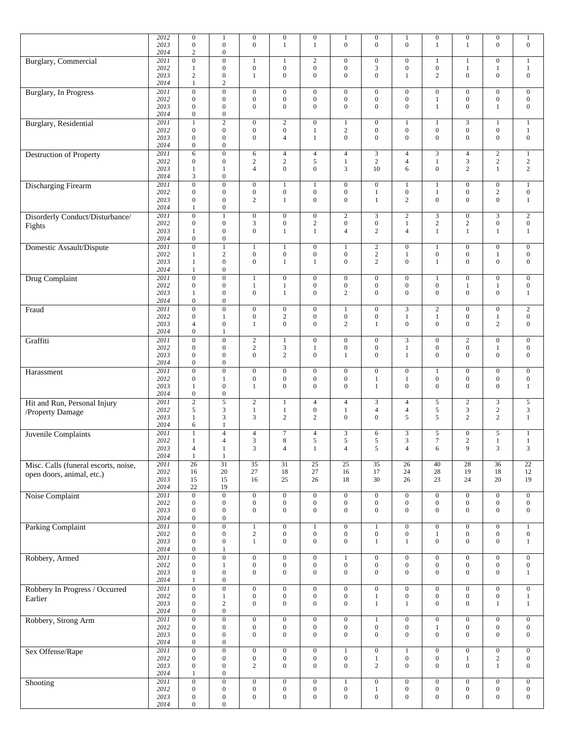| | | | | | | | | | | | | | |
|---|---|---|---|---|---|---|---|---|---|---|---|---|---|
| | 2012 | 0 | 1 | 0 | 0 | 0 | 1 | 0 | 1 | 0 | 0 | 0 | 1 |
| | 2013 | 0 | 0 | 0 | 1 | 1 | 0 | 0 | 0 | 1 | 1 | 0 | 0 |
| | 2014 | 2 | 0 | | | | | | | | | | |
| Burglary, Commercial | 2011 | 0 | 0 | 1 | 1 | 2 | 0 | 0 | 0 | 1 | 1 | 0 | 1 |
| | 2012 | 1 | 0 | 0 | 0 | 0 | 0 | 3 | 0 | 0 | 1 | 1 | 1 |
| | 2013 | 2 | 0 | 1 | 0 | 0 | 0 | 0 | 1 | 2 | 0 | 0 | 0 |
| | 2014 | 1 | 2 | | | | | | | | | | |
| Burglary, In Progress | 2011 | 0 | 0 | 0 | 0 | 0 | 0 | 0 | 0 | 0 | 0 | 0 | 0 |
| | 2012 | 0 | 0 | 0 | 0 | 0 | 0 | 0 | 0 | 1 | 0 | 0 | 0 |
| | 2013 | 0 | 0 | 0 | 0 | 0 | 0 | 0 | 0 | 1 | 0 | 1 | 0 |
| | 2014 | 0 | 0 | | | | | | | | | | |
| Burglary, Residential | 2011 | 1 | 2 | 0 | 2 | 0 | 1 | 0 | 1 | 1 | 3 | 1 | 1 |
| | 2012 | 0 | 0 | 0 | 0 | 1 | 2 | 0 | 0 | 0 | 0 | 0 | 1 |
| | 2013 | 0 | 0 | 0 | 4 | 1 | 0 | 0 | 0 | 0 | 0 | 0 | 0 |
| | 2014 | 0 | 0 | | | | | | | | | | |
| Destruction of Property | 2011 | 6 | 0 | 6 | 4 | 4 | 4 | 3 | 4 | 3 | 4 | 2 | 1 |
| | 2012 | 0 | 0 | 2 | 2 | 5 | 1 | 2 | 4 | 1 | 3 | 2 | 2 |
| | 2013 | 1 | 1 | 4 | 0 | 0 | 3 | 10 | 6 | 0 | 2 | 1 | 2 |
| | 2014 | 3 | 0 | | | | | | | | | | |
| Discharging Firearm | 2011 | 0 | 0 | 0 | 1 | 1 | 0 | 0 | 1 | 1 | 0 | 0 | 1 |
| | 2012 | 0 | 0 | 0 | 0 | 0 | 0 | 1 | 0 | 1 | 0 | 2 | 0 |
| | 2013 | 0 | 0 | 2 | 1 | 0 | 0 | 1 | 2 | 0 | 0 | 0 | 1 |
| | 2014 | 1 | 0 | | | | | | | | | | |
| Disorderly Conduct/Disturbance/ Fights | 2011 | 0 | 1 | 0 | 0 | 0 | 2 | 3 | 2 | 3 | 0 | 3 | 2 |
| | 2012 | 0 | 0 | 3 | 0 | 2 | 0 | 0 | 1 | 2 | 2 | 0 | 0 |
| | 2013 | 1 | 0 | 0 | 1 | 1 | 4 | 2 | 4 | 1 | 1 | 1 | 1 |
| | 2014 | 0 | 0 | | | | | | | | | | |
| Domestic Assault/Dispute | 2011 | 0 | 1 | 1 | 1 | 0 | 1 | 2 | 0 | 1 | 0 | 0 | 0 |
| | 2012 | 1 | 2 | 0 | 0 | 0 | 0 | 2 | 1 | 0 | 0 | 1 | 0 |
| | 2013 | 1 | 0 | 0 | 1 | 1 | 0 | 2 | 0 | 1 | 0 | 0 | 0 |
| | 2014 | 1 | 0 | | | | | | | | | | |
| Drug Complaint | 2011 | 0 | 0 | 1 | 0 | 0 | 0 | 0 | 0 | 1 | 0 | 0 | 0 |
| | 2012 | 0 | 0 | 1 | 1 | 0 | 0 | 0 | 0 | 0 | 1 | 1 | 0 |
| | 2013 | 1 | 0 | 0 | 1 | 0 | 2 | 0 | 0 | 0 | 0 | 0 | 1 |
| | 2014 | 0 | 0 | | | | | | | | | | |
| Fraud | 2011 | 0 | 0 | 0 | 0 | 0 | 1 | 0 | 3 | 2 | 0 | 0 | 2 |
| | 2012 | 0 | 1 | 0 | 2 | 0 | 0 | 0 | 1 | 1 | 0 | 1 | 0 |
| | 2013 | 4 | 0 | 1 | 0 | 0 | 2 | 1 | 0 | 0 | 0 | 2 | 0 |
| | 2014 | 0 | 1 | | | | | | | | | | |
| Graffiti | 2011 | 0 | 0 | 2 | 1 | 0 | 0 | 0 | 3 | 0 | 2 | 0 | 0 |
| | 2012 | 0 | 0 | 2 | 3 | 1 | 0 | 0 | 1 | 0 | 0 | 1 | 0 |
| | 2013 | 0 | 0 | 0 | 2 | 0 | 1 | 0 | 1 | 0 | 0 | 0 | 0 |
| | 2014 | 0 | 0 | | | | | | | | | | |
| Harassment | 2011 | 0 | 0 | 0 | 0 | 0 | 0 | 0 | 0 | 1 | 0 | 0 | 0 |
| | 2012 | 0 | 1 | 0 | 0 | 0 | 0 | 1 | 1 | 0 | 0 | 0 | 0 |
| | 2013 | 1 | 0 | 1 | 0 | 0 | 0 | 1 | 0 | 0 | 0 | 0 | 1 |
| | 2014 | 0 | 0 | | | | | | | | | | |
| Hit and Run, Personal Injury /Property Damage | 2011 | 2 | 5 | 2 | 1 | 4 | 4 | 3 | 4 | 5 | 2 | 3 | 5 |
| | 2012 | 5 | 3 | 1 | 1 | 0 | 1 | 4 | 4 | 5 | 3 | 2 | 3 |
| | 2013 | 1 | 3 | 3 | 2 | 2 | 0 | 0 | 5 | 5 | 2 | 2 | 1 |
| | 2014 | 6 | 1 | | | | | | | | | | |
| Juvenile Complaints | 2011 | 1 | 4 | 4 | 7 | 4 | 3 | 6 | 3 | 5 | 0 | 5 | 1 |
| | 2012 | 1 | 4 | 3 | 8 | 5 | 5 | 5 | 3 | 7 | 2 | 1 | 1 |
| | 2013 | 4 | 1 | 3 | 4 | 1 | 4 | 5 | 4 | 6 | 9 | 3 | 3 |
| | 2014 | 1 | 1 | | | | | | | | | | |
| Misc. Calls (funeral escorts, noise, open doors, animal, etc.) | 2011 | 26 | 31 | 35 | 31 | 25 | 25 | 35 | 26 | 40 | 28 | 36 | 22 |
| | 2012 | 16 | 20 | 27 | 18 | 27 | 16 | 17 | 24 | 28 | 19 | 18 | 12 |
| | 2013 | 15 | 15 | 16 | 25 | 26 | 18 | 30 | 26 | 23 | 24 | 20 | 19 |
| | 2014 | 22 | 19 | | | | | | | | | | |
| Noise Complaint | 2011 | 0 | 0 | 0 | 0 | 0 | 0 | 0 | 0 | 0 | 0 | 0 | 0 |
| | 2012 | 0 | 0 | 0 | 0 | 0 | 0 | 0 | 0 | 0 | 0 | 0 | 0 |
| | 2013 | 0 | 0 | 0 | 0 | 0 | 0 | 0 | 0 | 0 | 0 | 0 | 0 |
| | 2014 | 0 | 0 | | | | | | | | | | |
| Parking Complaint | 2011 | 0 | 0 | 1 | 0 | 1 | 0 | 1 | 0 | 0 | 0 | 0 | 1 |
| | 2012 | 0 | 0 | 2 | 0 | 0 | 0 | 0 | 0 | 1 | 0 | 0 | 0 |
| | 2013 | 0 | 0 | 1 | 0 | 0 | 0 | 1 | 1 | 0 | 0 | 0 | 1 |
| | 2014 | 0 | 1 | | | | | | | | | | |
| Robbery, Armed | 2011 | 0 | 0 | 0 | 0 | 0 | 1 | 0 | 0 | 0 | 0 | 0 | 0 |
| | 2012 | 0 | 1 | 0 | 0 | 0 | 0 | 0 | 0 | 0 | 0 | 0 | 0 |
| | 2013 | 0 | 0 | 0 | 0 | 0 | 0 | 0 | 0 | 0 | 0 | 0 | 1 |
| | 2014 | 1 | 0 | | | | | | | | | | |
| Robbery In Progress / Occurred Earlier | 2011 | 0 | 0 | 0 | 0 | 0 | 0 | 0 | 0 | 0 | 0 | 0 | 0 |
| | 2012 | 0 | 1 | 0 | 0 | 0 | 0 | 1 | 0 | 0 | 0 | 0 | 1 |
| | 2013 | 0 | 2 | 0 | 0 | 0 | 0 | 1 | 1 | 0 | 0 | 1 | 1 |
| | 2014 | 0 | 0 | | | | | | | | | | |
| Robbery, Strong Arm | 2011 | 0 | 0 | 0 | 0 | 0 | 0 | 1 | 0 | 0 | 0 | 0 | 0 |
| | 2012 | 0 | 0 | 0 | 0 | 0 | 0 | 0 | 0 | 1 | 0 | 0 | 0 |
| | 2013 | 0 | 0 | 0 | 0 | 0 | 0 | 0 | 0 | 0 | 0 | 0 | 0 |
| | 2014 | 0 | 0 | | | | | | | | | | |
| Sex Offense/Rape | 2011 | 0 | 0 | 0 | 0 | 0 | 1 | 0 | 1 | 0 | 0 | 0 | 0 |
| | 2012 | 0 | 0 | 0 | 0 | 0 | 0 | 1 | 0 | 0 | 1 | 2 | 0 |
| | 2013 | 0 | 0 | 2 | 0 | 0 | 0 | 2 | 0 | 0 | 0 | 1 | 0 |
| | 2014 | 1 | 0 | | | | | | | | | | |
| Shooting | 2011 | 0 | 0 | 0 | 0 | 0 | 1 | 0 | 0 | 0 | 0 | 0 | 0 |
| | 2012 | 0 | 0 | 0 | 0 | 0 | 0 | 1 | 0 | 0 | 0 | 0 | 0 |
| | 2013 | 0 | 0 | 0 | 0 | 0 | 0 | 0 | 0 | 0 | 0 | 0 | 0 |
| | 2014 | 0 | 0 | | | | | | | | | | |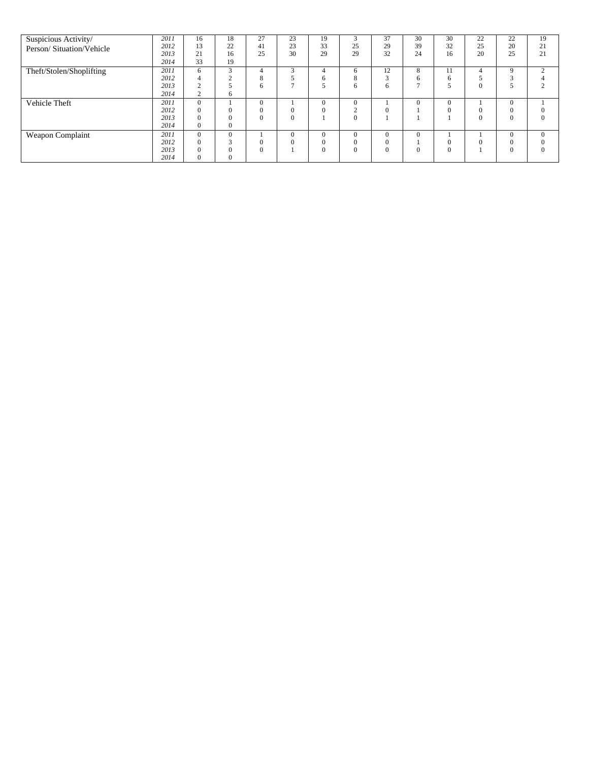| | | | | | | | | | | | | | |
|---|---|---|---|---|---|---|---|---|---|---|---|---|---|
| Suspicious Activity/ Person/ Situation/Vehicle | *2011* | 16 | 18 | 27 | 23 | 19 | 3 | 37 | 30 | 30 | 22 | 22 | 19 |
| | *2012* | 13 | 22 | 41 | 23 | 33 | 25 | 29 | 39 | 32 | 25 | 20 | 21 |
| | *2013* | 21 | 16 | 25 | 30 | 29 | 29 | 32 | 24 | 16 | 20 | 25 | 21 |
| | *2014* | 33 | 19 | | | | | | | | | | |
| Theft/Stolen/Shoplifting | *2011* | 6 | 3 | 4 | 3 | 4 | 6 | 12 | 8 | 11 | 4 | 9 | 2 |
| | *2012* | 4 | 2 | 8 | 5 | 6 | 8 | 3 | 6 | 6 | 5 | 3 | 4 |
| | *2013* | 2 | 5 | 6 | 7 | 5 | 6 | 6 | 7 | 5 | 0 | 5 | 2 |
| | *2014* | 2 | 6 | | | | | | | | | | |
| Vehicle Theft | *2011* | 0 | 1 | 0 | 1 | 0 | 0 | 1 | 0 | 0 | 1 | 0 | 1 |
| | *2012* | 0 | 0 | 0 | 0 | 0 | 2 | 0 | 1 | 0 | 0 | 0 | 0 |
| | *2013* | 0 | 0 | 0 | 0 | 1 | 0 | 1 | 1 | 1 | 0 | 0 | 0 |
| | *2014* | 0 | 0 | | | | | | | | | | |
| Weapon Complaint | *2011* | 0 | 0 | 1 | 0 | 0 | 0 | 0 | 0 | 1 | 1 | 0 | 0 |
| | *2012* | 0 | 3 | 0 | 0 | 0 | 0 | 0 | 1 | 0 | 0 | 0 | 0 |
| | *2013* | 0 | 0 | 0 | 1 | 0 | 0 | 0 | 0 | 0 | 1 | 0 | 0 |
| | *2014* | 0 | 0 | | | | | | | | | | |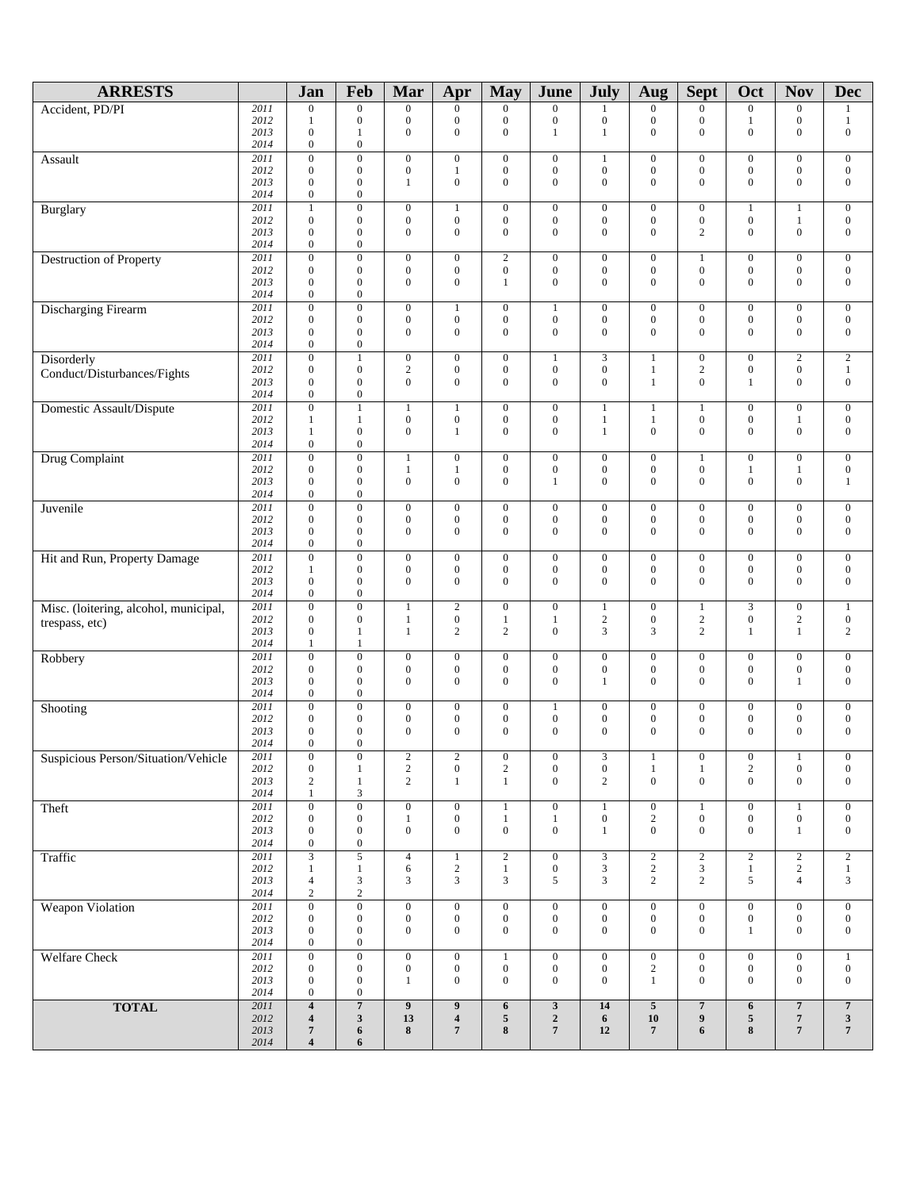| ARRESTS | | Jan | Feb | Mar | Apr | May | June | July | Aug | Sept | Oct | Nov | Dec |
|---|---|---|---|---|---|---|---|---|---|---|---|---|---|
| Accident, PD/PI | 2011 | 0 | 0 | 0 | 0 | 0 | 0 | 1 | 0 | 0 | 0 | 0 | 1 |
| | 2012 | 1 | 0 | 0 | 0 | 0 | 0 | 0 | 0 | 0 | 1 | 0 | 1 |
| | 2013 | 0 | 1 | 0 | 0 | 0 | 1 | 1 | 0 | 0 | 0 | 0 | 0 |
| | 2014 | 0 | 0 | | | | | | | | | | |
| Assault | 2011 | 0 | 0 | 0 | 0 | 0 | 0 | 1 | 0 | 0 | 0 | 0 | 0 |
| | 2012 | 0 | 0 | 0 | 1 | 0 | 0 | 0 | 0 | 0 | 0 | 0 | 0 |
| | 2013 | 0 | 0 | 1 | 0 | 0 | 0 | 0 | 0 | 0 | 0 | 0 | 0 |
| | 2014 | 0 | 0 | | | | | | | | | | |
| Burglary | 2011 | 1 | 0 | 0 | 1 | 0 | 0 | 0 | 0 | 0 | 1 | 1 | 0 |
| | 2012 | 0 | 0 | 0 | 0 | 0 | 0 | 0 | 0 | 0 | 0 | 1 | 0 |
| | 2013 | 0 | 0 | 0 | 0 | 0 | 0 | 0 | 0 | 2 | 0 | 0 | 0 |
| | 2014 | 0 | 0 | | | | | | | | | | |
| Destruction of Property | 2011 | 0 | 0 | 0 | 0 | 2 | 0 | 0 | 0 | 1 | 0 | 0 | 0 |
| | 2012 | 0 | 0 | 0 | 0 | 0 | 0 | 0 | 0 | 0 | 0 | 0 | 0 |
| | 2013 | 0 | 0 | 0 | 0 | 1 | 0 | 0 | 0 | 0 | 0 | 0 | 0 |
| | 2014 | 0 | 0 | | | | | | | | | | |
| Discharging Firearm | 2011 | 0 | 0 | 0 | 1 | 0 | 1 | 0 | 0 | 0 | 0 | 0 | 0 |
| | 2012 | 0 | 0 | 0 | 0 | 0 | 0 | 0 | 0 | 0 | 0 | 0 | 0 |
| | 2013 | 0 | 0 | 0 | 0 | 0 | 0 | 0 | 0 | 0 | 0 | 0 | 0 |
| | 2014 | 0 | 0 | | | | | | | | | | |
| Disorderly Conduct/Disturbances/Fights | 2011 | 0 | 1 | 0 | 0 | 0 | 1 | 3 | 1 | 0 | 0 | 2 | 2 |
| | 2012 | 0 | 0 | 2 | 0 | 0 | 0 | 0 | 1 | 2 | 0 | 0 | 1 |
| | 2013 | 0 | 0 | 0 | 0 | 0 | 0 | 0 | 1 | 0 | 1 | 0 | 0 |
| | 2014 | 0 | 0 | | | | | | | | | | |
| Domestic Assault/Dispute | 2011 | 0 | 1 | 1 | 1 | 0 | 0 | 1 | 1 | 1 | 0 | 0 | 0 |
| | 2012 | 1 | 1 | 0 | 0 | 0 | 0 | 1 | 1 | 0 | 0 | 1 | 0 |
| | 2013 | 1 | 0 | 0 | 1 | 0 | 0 | 1 | 0 | 0 | 0 | 0 | 0 |
| | 2014 | 0 | 0 | | | | | | | | | | |
| Drug Complaint | 2011 | 0 | 0 | 1 | 0 | 0 | 0 | 0 | 0 | 1 | 0 | 0 | 0 |
| | 2012 | 0 | 0 | 1 | 1 | 0 | 0 | 0 | 0 | 0 | 1 | 1 | 0 |
| | 2013 | 0 | 0 | 0 | 0 | 0 | 1 | 0 | 0 | 0 | 0 | 0 | 1 |
| | 2014 | 0 | 0 | | | | | | | | | | |
| Juvenile | 2011 | 0 | 0 | 0 | 0 | 0 | 0 | 0 | 0 | 0 | 0 | 0 | 0 |
| | 2012 | 0 | 0 | 0 | 0 | 0 | 0 | 0 | 0 | 0 | 0 | 0 | 0 |
| | 2013 | 0 | 0 | 0 | 0 | 0 | 0 | 0 | 0 | 0 | 0 | 0 | 0 |
| | 2014 | 0 | 0 | | | | | | | | | | |
| Hit and Run, Property Damage | 2011 | 0 | 0 | 0 | 0 | 0 | 0 | 0 | 0 | 0 | 0 | 0 | 0 |
| | 2012 | 1 | 0 | 0 | 0 | 0 | 0 | 0 | 0 | 0 | 0 | 0 | 0 |
| | 2013 | 0 | 0 | 0 | 0 | 0 | 0 | 0 | 0 | 0 | 0 | 0 | 0 |
| | 2014 | 0 | 0 | | | | | | | | | | |
| Misc. (loitering, alcohol, municipal, trespass, etc) | 2011 | 0 | 0 | 1 | 2 | 0 | 0 | 1 | 0 | 1 | 3 | 0 | 1 |
| | 2012 | 0 | 0 | 1 | 0 | 1 | 1 | 2 | 0 | 2 | 0 | 2 | 0 |
| | 2013 | 0 | 1 | 1 | 2 | 2 | 0 | 3 | 3 | 2 | 1 | 1 | 2 |
| | 2014 | 1 | 1 | | | | | | | | | | |
| Robbery | 2011 | 0 | 0 | 0 | 0 | 0 | 0 | 0 | 0 | 0 | 0 | 0 | 0 |
| | 2012 | 0 | 0 | 0 | 0 | 0 | 0 | 0 | 0 | 0 | 0 | 0 | 0 |
| | 2013 | 0 | 0 | 0 | 0 | 0 | 0 | 1 | 0 | 0 | 0 | 1 | 0 |
| | 2014 | 0 | 0 | | | | | | | | | | |
| Shooting | 2011 | 0 | 0 | 0 | 0 | 0 | 1 | 0 | 0 | 0 | 0 | 0 | 0 |
| | 2012 | 0 | 0 | 0 | 0 | 0 | 0 | 0 | 0 | 0 | 0 | 0 | 0 |
| | 2013 | 0 | 0 | 0 | 0 | 0 | 0 | 0 | 0 | 0 | 0 | 0 | 0 |
| | 2014 | 0 | 0 | | | | | | | | | | |
| Suspicious Person/Situation/Vehicle | 2011 | 0 | 0 | 2 | 2 | 0 | 0 | 3 | 1 | 0 | 0 | 1 | 0 |
| | 2012 | 0 | 1 | 2 | 0 | 2 | 0 | 0 | 1 | 1 | 2 | 0 | 0 |
| | 2013 | 2 | 1 | 2 | 1 | 1 | 0 | 2 | 0 | 0 | 0 | 0 | 0 |
| | 2014 | 1 | 3 | | | | | | | | | | |
| Theft | 2011 | 0 | 0 | 0 | 0 | 1 | 0 | 1 | 0 | 1 | 0 | 1 | 0 |
| | 2012 | 0 | 0 | 1 | 0 | 1 | 1 | 0 | 2 | 0 | 0 | 0 | 0 |
| | 2013 | 0 | 0 | 0 | 0 | 0 | 0 | 1 | 0 | 0 | 0 | 1 | 0 |
| | 2014 | 0 | 0 | | | | | | | | | | |
| Traffic | 2011 | 3 | 5 | 4 | 1 | 2 | 0 | 3 | 2 | 2 | 2 | 2 | 2 |
| | 2012 | 1 | 1 | 6 | 2 | 1 | 0 | 3 | 2 | 3 | 1 | 2 | 1 |
| | 2013 | 4 | 3 | 3 | 3 | 3 | 5 | 3 | 2 | 2 | 5 | 4 | 3 |
| | 2014 | 2 | 2 | | | | | | | | | | |
| Weapon Violation | 2011 | 0 | 0 | 0 | 0 | 0 | 0 | 0 | 0 | 0 | 0 | 0 | 0 |
| | 2012 | 0 | 0 | 0 | 0 | 0 | 0 | 0 | 0 | 0 | 0 | 0 | 0 |
| | 2013 | 0 | 0 | 0 | 0 | 0 | 0 | 0 | 0 | 0 | 1 | 0 | 0 |
| | 2014 | 0 | 0 | | | | | | | | | | |
| Welfare Check | 2011 | 0 | 0 | 0 | 0 | 1 | 0 | 0 | 0 | 0 | 0 | 0 | 1 |
| | 2012 | 0 | 0 | 0 | 0 | 0 | 0 | 0 | 2 | 0 | 0 | 0 | 0 |
| | 2013 | 0 | 0 | 1 | 0 | 0 | 0 | 0 | 1 | 0 | 0 | 0 | 0 |
| | 2014 | 0 | 0 | | | | | | | | | | |
| **TOTAL** | 2011 | **4** | **7** | **9** | **9** | **6** | **3** | **14** | **5** | **7** | **6** | **7** | **7** |
| | 2012 | **4** | **3** | **13** | **4** | **5** | **2** | **6** | **10** | **9** | **5** | **7** | **3** |
| | 2013 | **7** | **6** | **8** | **7** | **8** | **7** | **12** | **7** | **6** | **8** | **7** | **7** |
| | 2014 | **4** | **6** | | | | | | | | | | |